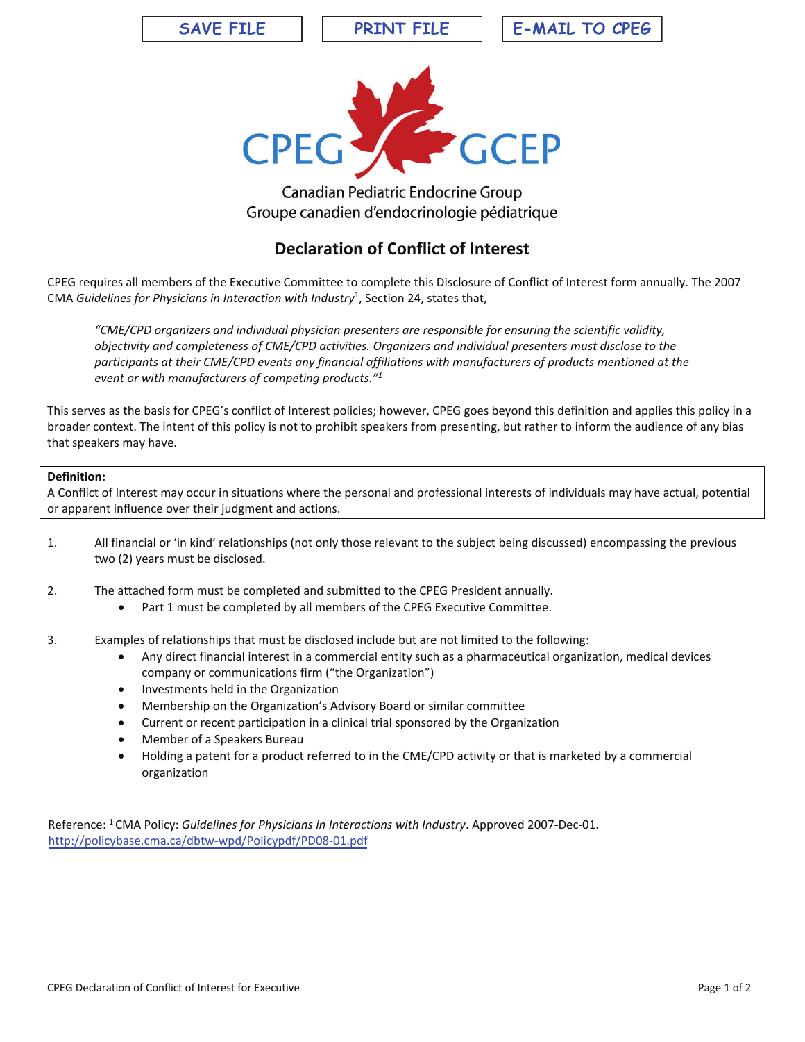SAVE FILE | PRINT FILE | E-MAIL TO CPEG

CPEG GCEP

Canadian Pediatric Endocrine Group
Groupe canadien d'endocrinologie pédiatrique

# Declaration of Conflict of Interest

CPEG requires all members of the Executive Committee to complete this Disclosure of Conflict of Interest form annually. The 2007 CMA *Guidelines for Physicians in Interaction with Industry*[1], Section 24, states that,

> *"CME/CPD organizers and individual physician presenters are responsible for ensuring the scientific validity, objectivity and completeness of CME/CPD activities. Organizers and individual presenters must disclose to the participants at their CME/CPD events any financial affiliations with manufacturers of products mentioned at the event or with manufacturers of competing products."*[1]

This serves as the basis for CPEG's conflict of Interest policies; however, CPEG goes beyond this definition and applies this policy in a broader context. The intent of this policy is not to prohibit speakers from presenting, but rather to inform the audience of any bias that speakers may have.

**Definition:**
A Conflict of Interest may occur in situations where the personal and professional interests of individuals may have actual, potential or apparent influence over their judgment and actions.

1. All financial or 'in kind' relationships (not only those relevant to the subject being discussed) encompassing the previous two (2) years must be disclosed.

2. The attached form must be completed and submitted to the CPEG President annually.
   - Part 1 must be completed by all members of the CPEG Executive Committee.

3. Examples of relationships that must be disclosed include but are not limited to the following:
   - Any direct financial interest in a commercial entity such as a pharmaceutical organization, medical devices company or communications firm ("the Organization")
   - Investments held in the Organization
   - Membership on the Organization's Advisory Board or similar committee
   - Current or recent participation in a clinical trial sponsored by the Organization
   - Member of a Speakers Bureau
   - Holding a patent for a product referred to in the CME/CPD activity or that is marketed by a commercial organization

Reference: [1] CMA Policy: *Guidelines for Physicians in Interactions with Industry*. Approved 2007-Dec-01.
http://policybase.cma.ca/dbtw-wpd/Policypdf/PD08-01.pdf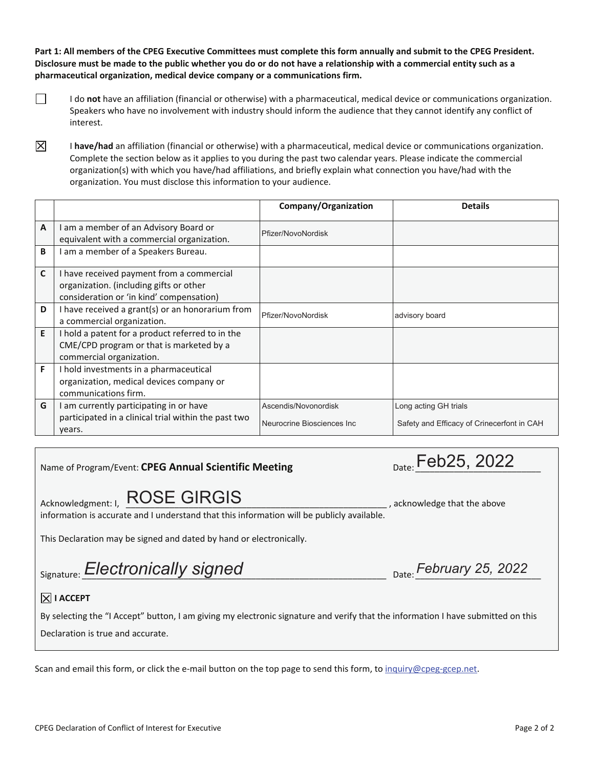**Part 1: All members of the CPEG Executive Committees must complete this form annually and submit to the CPEG President. Disclosure must be made to the public whether you do or do not have a relationship with a commercial entity such as a pharmaceutical organization, medical device company or a communications firm.**

☐ I do **not** have an affiliation (financial or otherwise) with a pharmaceutical, medical device or communications organization. Speakers who have no involvement with industry should inform the audience that they cannot identify any conflict of interest.

☒ I **have/had** an affiliation (financial or otherwise) with a pharmaceutical, medical device or communications organization. Complete the section below as it applies to you during the past two calendar years. Please indicate the commercial organization(s) with which you have/had affiliations, and briefly explain what connection you have/had with the organization. You must disclose this information to your audience.

| | | Company/Organization | Details |
|---|---|---|---|
| A | I am a member of an Advisory Board or equivalent with a commercial organization. | Pfizer/NovoNordisk | |
| B | I am a member of a Speakers Bureau. | | |
| C | I have received payment from a commercial organization. (including gifts or other consideration or 'in kind' compensation) | | |
| D | I have received a grant(s) or an honorarium from a commercial organization. | Pfizer/NovoNordisk | advisory board |
| E | I hold a patent for a product referred to in the CME/CPD program or that is marketed by a commercial organization. | | |
| F | I hold investments in a pharmaceutical organization, medical devices company or communications firm. | | |
| G | I am currently participating in or have participated in a clinical trial within the past two years. | Ascendis/Novonordisk<br>Neurocrine Biosciences Inc | Long acting GH trials<br>Safety and Efficacy of Crinecerfont in CAH |

Name of Program/Event: **CPEG Annual Scientific Meeting** Date: Feb25, 2022

Acknowledgment: I, ROSE GIRGIS, acknowledge that the above information is accurate and I understand that this information will be publicly available.

This Declaration may be signed and dated by hand or electronically.

Signature: *Electronically signed* Date: *February 25, 2022*

☒ **I ACCEPT**

By selecting the "I Accept" button, I am giving my electronic signature and verify that the information I have submitted on this Declaration is true and accurate.

Scan and email this form, or click the e-mail button on the top page to send this form, to inquiry@cpeg-gcep.net.